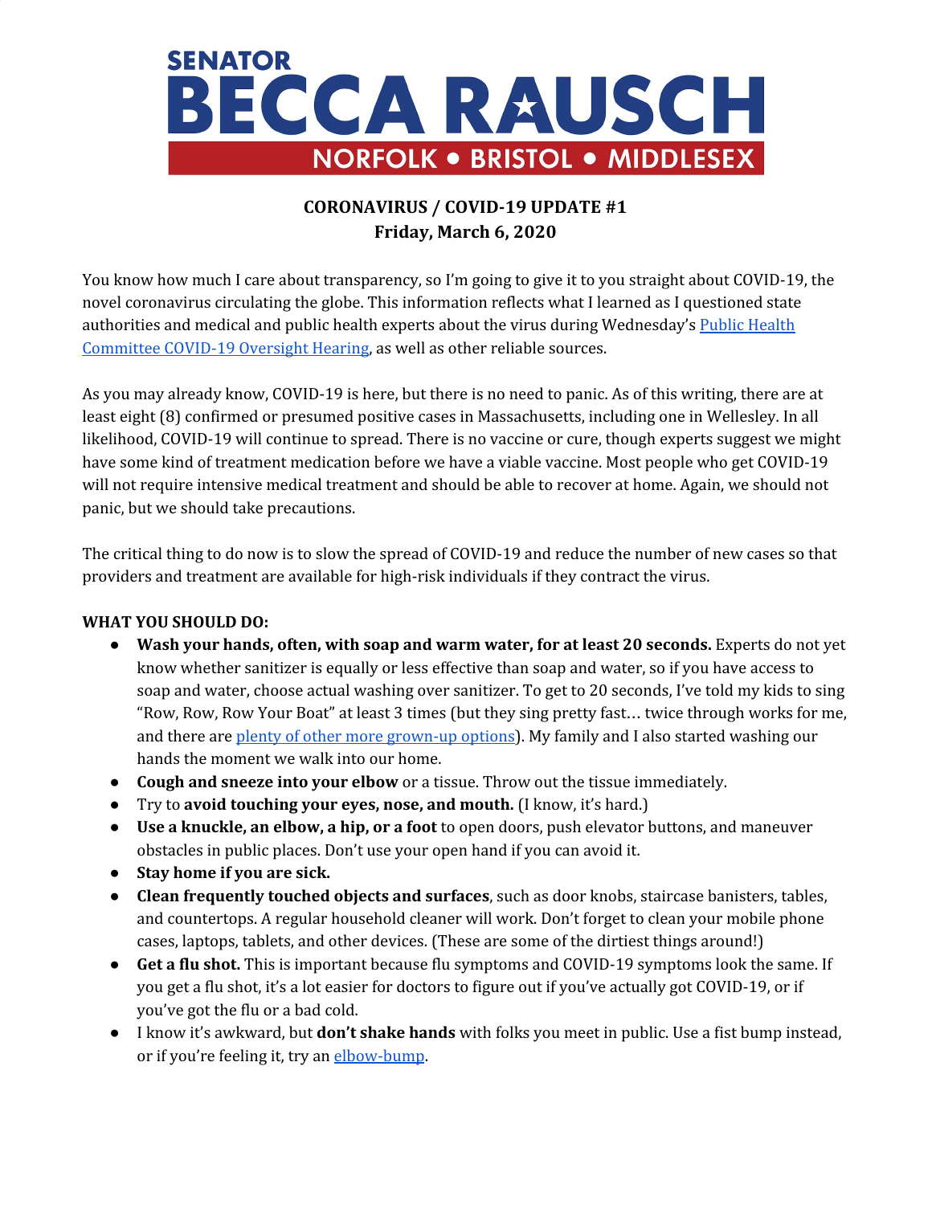# SENATOR BECCA RAUSCH

**NORFOLK • BRISTOL • MIDDLESEX**

## CORONAVIRUS / COVID-19 UPDATE #1
### Friday, March 6, 2020

You know how much I care about transparency, so I'm going to give it to you straight about COVID-19, the novel coronavirus circulating the globe. This information reflects what I learned as I questioned state authorities and medical and public health experts about the virus during Wednesday's Public Health Committee COVID-19 Oversight Hearing, as well as other reliable sources.

As you may already know, COVID-19 is here, but there is no need to panic. As of this writing, there are at least eight (8) confirmed or presumed positive cases in Massachusetts, including one in Wellesley. In all likelihood, COVID-19 will continue to spread. There is no vaccine or cure, though experts suggest we might have some kind of treatment medication before we have a viable vaccine. Most people who get COVID-19 will not require intensive medical treatment and should be able to recover at home. Again, we should not panic, but we should take precautions.

The critical thing to do now is to slow the spread of COVID-19 and reduce the number of new cases so that providers and treatment are available for high-risk individuals if they contract the virus.

**WHAT YOU SHOULD DO:**

- **Wash your hands, often, with soap and warm water, for at least 20 seconds.** Experts do not yet know whether sanitizer is equally or less effective than soap and water, so if you have access to soap and water, choose actual washing over sanitizer. To get to 20 seconds, I've told my kids to sing "Row, Row, Row Your Boat" at least 3 times (but they sing pretty fast… twice through works for me, and there are plenty of other more grown-up options). My family and I also started washing our hands the moment we walk into our home.
- **Cough and sneeze into your elbow** or a tissue. Throw out the tissue immediately.
- Try to **avoid touching your eyes, nose, and mouth.** (I know, it's hard.)
- **Use a knuckle, an elbow, a hip, or a foot** to open doors, push elevator buttons, and maneuver obstacles in public places. Don't use your open hand if you can avoid it.
- **Stay home if you are sick.**
- **Clean frequently touched objects and surfaces**, such as door knobs, staircase banisters, tables, and countertops. A regular household cleaner will work. Don't forget to clean your mobile phone cases, laptops, tablets, and other devices. (These are some of the dirtiest things around!)
- **Get a flu shot.** This is important because flu symptoms and COVID-19 symptoms look the same. If you get a flu shot, it's a lot easier for doctors to figure out if you've actually got COVID-19, or if you've got the flu or a bad cold.
- I know it's awkward, but **don't shake hands** with folks you meet in public. Use a fist bump instead, or if you're feeling it, try an elbow-bump.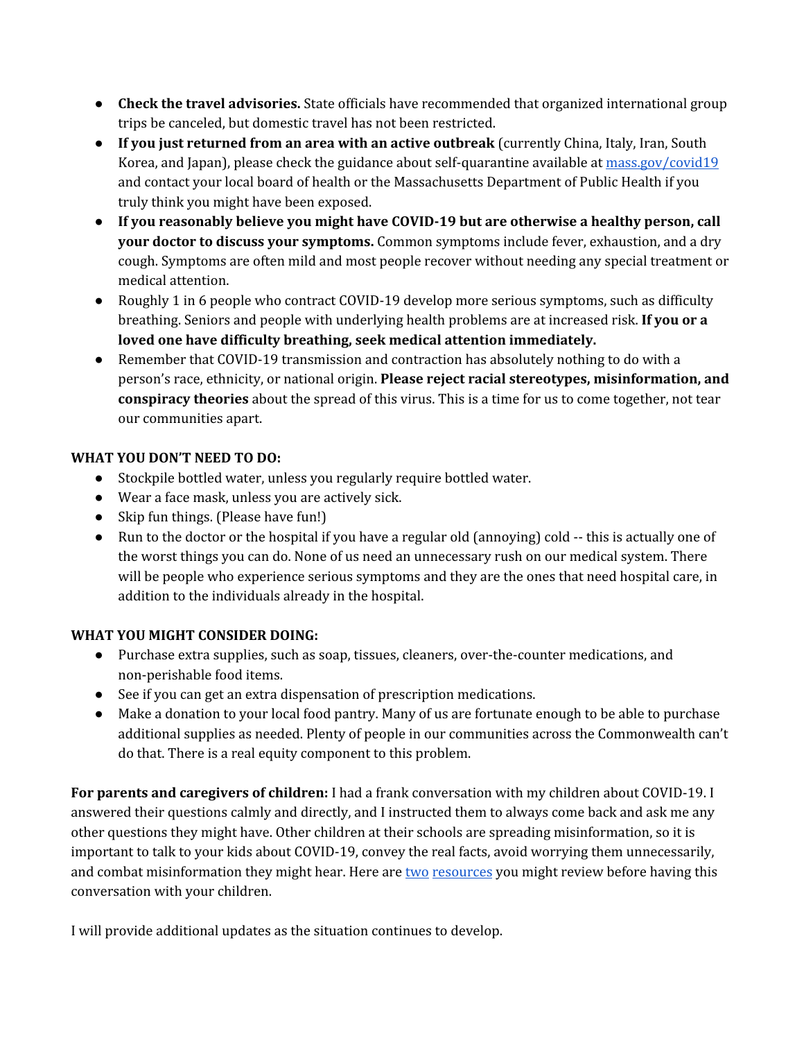- **Check the travel advisories.** State officials have recommended that organized international group trips be canceled, but domestic travel has not been restricted.
- **If you just returned from an area with an active outbreak** (currently China, Italy, Iran, South Korea, and Japan), please check the guidance about self-quarantine available at [mass.gov/covid19](mass.gov/covid19) and contact your local board of health or the Massachusetts Department of Public Health if you truly think you might have been exposed.
- **If you reasonably believe you might have COVID-19 but are otherwise a healthy person, call your doctor to discuss your symptoms.** Common symptoms include fever, exhaustion, and a dry cough. Symptoms are often mild and most people recover without needing any special treatment or medical attention.
- Roughly 1 in 6 people who contract COVID-19 develop more serious symptoms, such as difficulty breathing. Seniors and people with underlying health problems are at increased risk. **If you or a loved one have difficulty breathing, seek medical attention immediately.**
- Remember that COVID-19 transmission and contraction has absolutely nothing to do with a person's race, ethnicity, or national origin. **Please reject racial stereotypes, misinformation, and conspiracy theories** about the spread of this virus. This is a time for us to come together, not tear our communities apart.

**WHAT YOU DON'T NEED TO DO:**

- Stockpile bottled water, unless you regularly require bottled water.
- Wear a face mask, unless you are actively sick.
- Skip fun things. (Please have fun!)
- Run to the doctor or the hospital if you have a regular old (annoying) cold -- this is actually one of the worst things you can do. None of us need an unnecessary rush on our medical system. There will be people who experience serious symptoms and they are the ones that need hospital care, in addition to the individuals already in the hospital.

**WHAT YOU MIGHT CONSIDER DOING:**

- Purchase extra supplies, such as soap, tissues, cleaners, over-the-counter medications, and non-perishable food items.
- See if you can get an extra dispensation of prescription medications.
- Make a donation to your local food pantry. Many of us are fortunate enough to be able to purchase additional supplies as needed. Plenty of people in our communities across the Commonwealth can't do that. There is a real equity component to this problem.

**For parents and caregivers of children:** I had a frank conversation with my children about COVID-19. I answered their questions calmly and directly, and I instructed them to always come back and ask me any other questions they might have. Other children at their schools are spreading misinformation, so it is important to talk to your kids about COVID-19, convey the real facts, avoid worrying them unnecessarily, and combat misinformation they might hear. Here are two resources you might review before having this conversation with your children.

I will provide additional updates as the situation continues to develop.